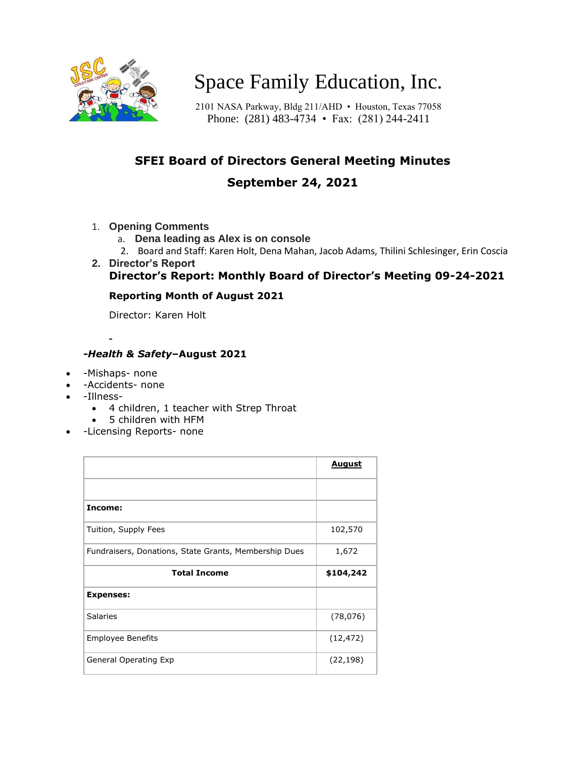# Space Family Education, Inc.

2101 NASA Parkway, Bldg 211/AHD • Houston, Texas 77058
Phone: (281) 483-4734 • Fax: (281) 244-2411

## SFEI Board of Directors General Meeting Minutes

## September 24, 2021

1. **Opening Comments**
   a. **Dena leading as Alex is on console**
   2. Board and Staff: Karen Holt, Dena Mahan, Jacob Adams, Thilini Schlesinger, Erin Coscia
2. **Director's Report**

**Director's Report: Monthly Board of Director's Meeting 09-24-2021**

**Reporting Month of August 2021**

Director: Karen Holt

-

***-Health & Safety*–August 2021**

- -Mishaps- none
- -Accidents- none
- -Illness-
  - 4 children, 1 teacher with Strep Throat
  - 5 children with HFM
- -Licensing Reports- none

| | **August** |
|---|---|
| | |
| **Income:** | |
| Tuition, Supply Fees | 102,570 |
| Fundraisers, Donations, State Grants, Membership Dues | 1,672 |
| **Total Income** | **$104,242** |
| **Expenses:** | |
| Salaries | (78,076) |
| Employee Benefits | (12,472) |
| General Operating Exp | (22,198) |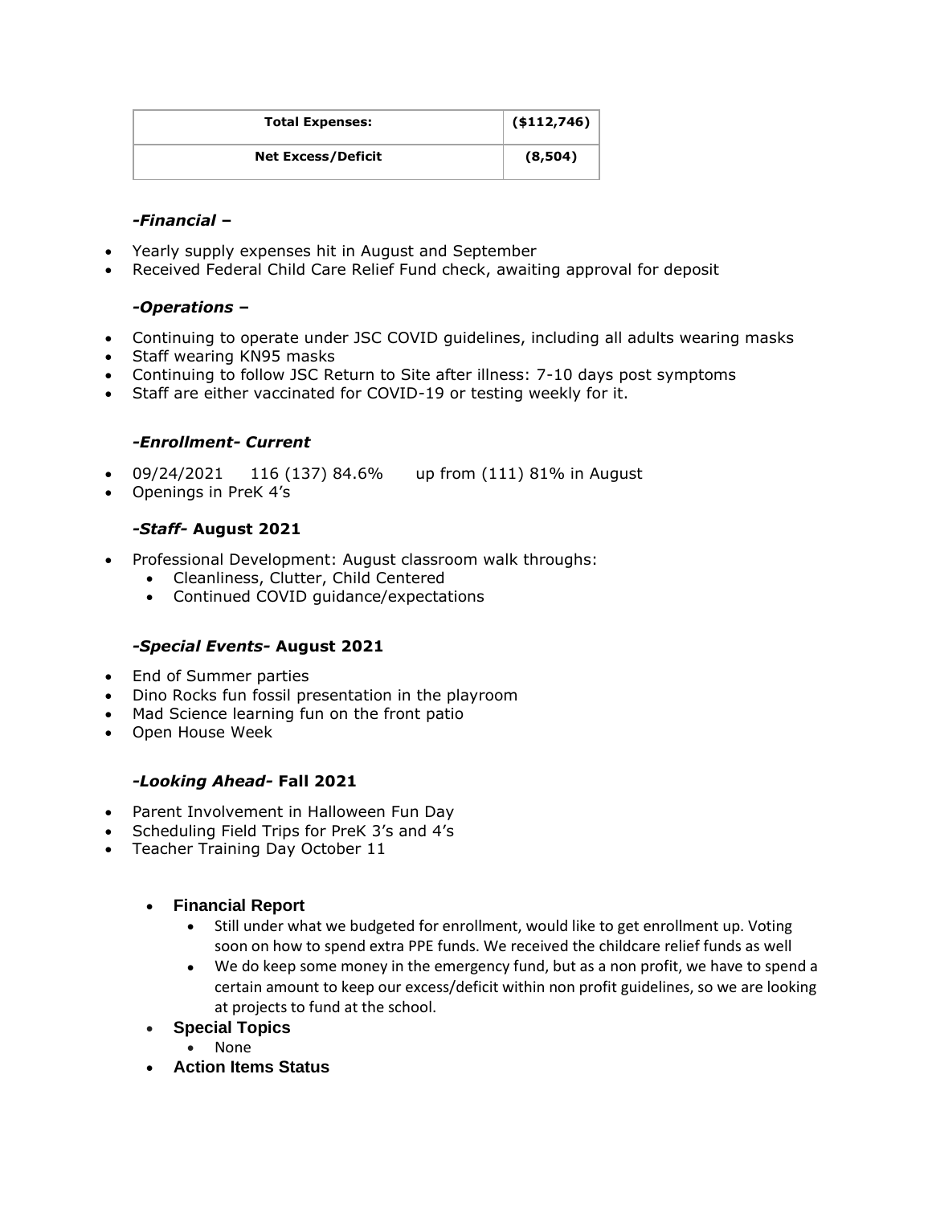| **Total Expenses:** | **($112,746)** |
| --- | --- |
| **Net Excess/Deficit** | **(8,504)** |

***-Financial –***

- Yearly supply expenses hit in August and September
- Received Federal Child Care Relief Fund check, awaiting approval for deposit

***-Operations –***

- Continuing to operate under JSC COVID guidelines, including all adults wearing masks
- Staff wearing KN95 masks
- Continuing to follow JSC Return to Site after illness: 7-10 days post symptoms
- Staff are either vaccinated for COVID-19 or testing weekly for it.

***-Enrollment- Current***

- 09/24/2021 116 (137) 84.6% up from (111) 81% in August
- Openings in PreK 4's

***-Staff-* August 2021**

- Professional Development: August classroom walk throughs:
  - Cleanliness, Clutter, Child Centered
  - Continued COVID guidance/expectations

***-Special Events-* August 2021**

- End of Summer parties
- Dino Rocks fun fossil presentation in the playroom
- Mad Science learning fun on the front patio
- Open House Week

***-Looking Ahead-* Fall 2021**

- Parent Involvement in Halloween Fun Day
- Scheduling Field Trips for PreK 3's and 4's
- Teacher Training Day October 11

- **Financial Report**
  - Still under what we budgeted for enrollment, would like to get enrollment up. Voting soon on how to spend extra PPE funds. We received the childcare relief funds as well
  - We do keep some money in the emergency fund, but as a non profit, we have to spend a certain amount to keep our excess/deficit within non profit guidelines, so we are looking at projects to fund at the school.
- **Special Topics**
  - None
- **Action Items Status**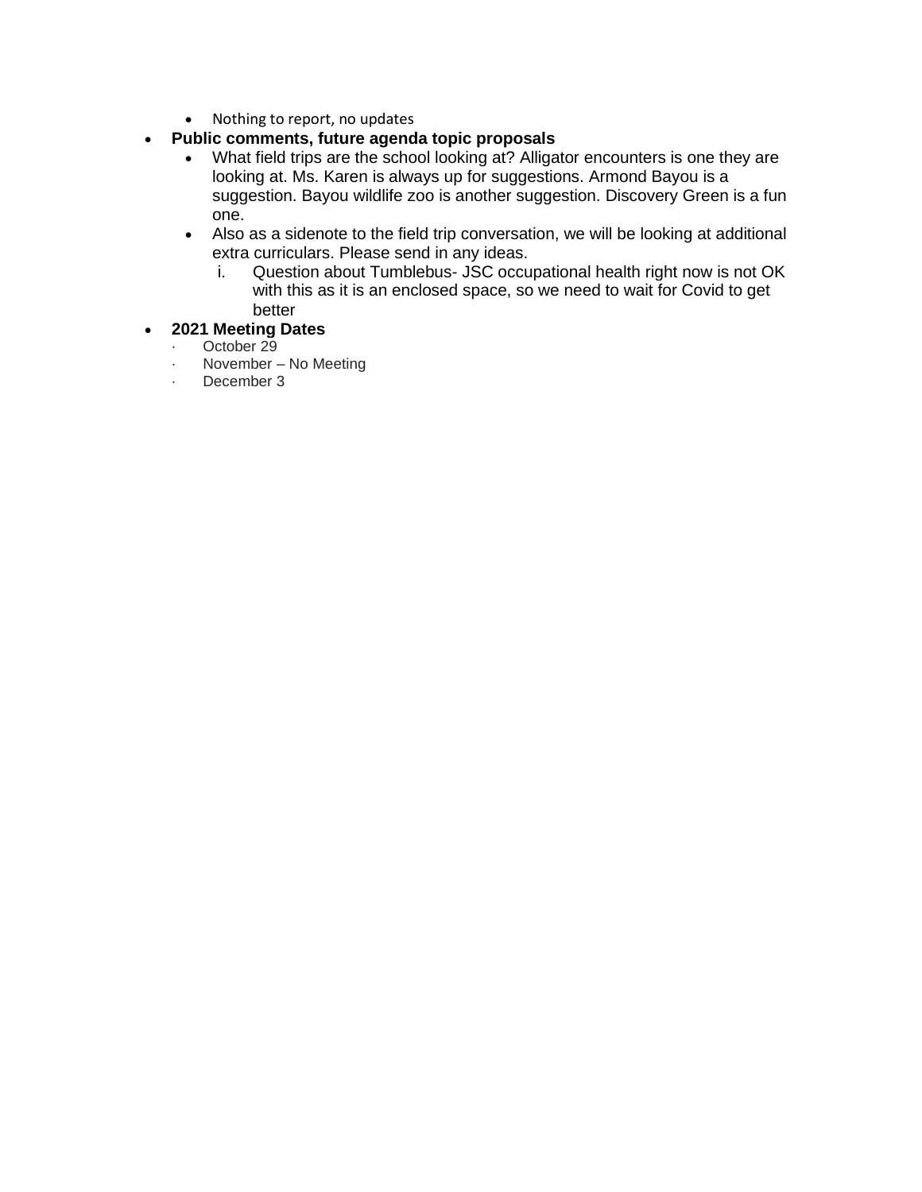- Nothing to report, no updates

- **Public comments, future agenda topic proposals**
  - What field trips are the school looking at? Alligator encounters is one they are looking at. Ms. Karen is always up for suggestions. Armond Bayou is a suggestion. Bayou wildlife zoo is another suggestion. Discovery Green is a fun one.
  - Also as a sidenote to the field trip conversation, we will be looking at additional extra curriculars. Please send in any ideas.
    1. Question about Tumblebus- JSC occupational health right now is not OK with this as it is an enclosed space, so we need to wait for Covid to get better

- **2021 Meeting Dates**
  - October 29
  - November – No Meeting
  - December 3